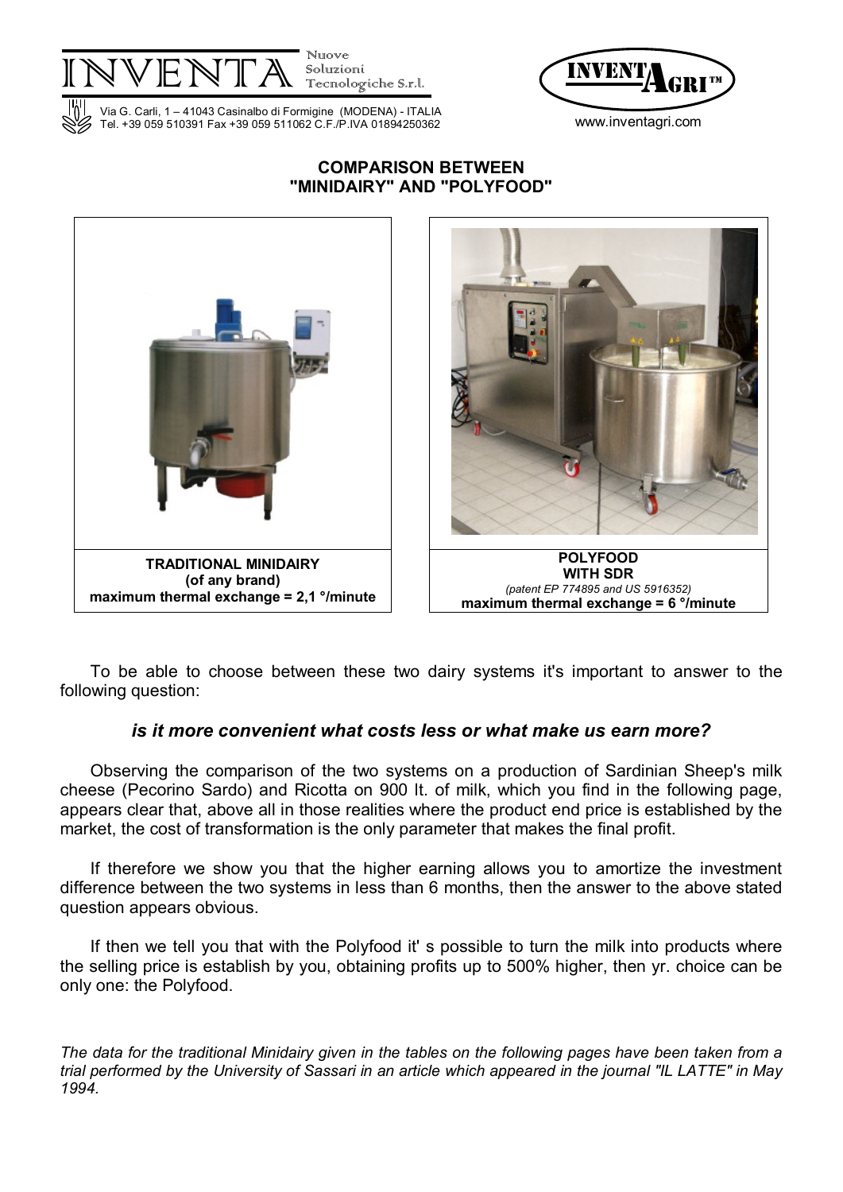INVENTA Nuove Soluzioni Tecnologiche S.r.l.

Via G. Carli, 1 – 41043 Casinalbo di Formigine (MODENA) - ITALIA
Tel. +39 059 510391 Fax +39 059 511062 C.F./P.IVA 01894250362

INVENTAGRI™
www.inventagri.com

## COMPARISON BETWEEN "MINIDAIRY" AND "POLYFOOD"

| **TRADITIONAL MINIDAIRY (of any brand)** maximum thermal exchange = 2,1 °/minute | **POLYFOOD WITH SDR** *(patent EP 774895 and US 5916352)* maximum thermal exchange = 6 °/minute |
|---|---|

To be able to choose between these two dairy systems it's important to answer to the following question:

***is it more convenient what costs less or what make us earn more?***

Observing the comparison of the two systems on a production of Sardinian Sheep's milk cheese (Pecorino Sardo) and Ricotta on 900 lt. of milk, which you find in the following page, appears clear that, above all in those realities where the product end price is established by the market, the cost of transformation is the only parameter that makes the final profit.

If therefore we show you that the higher earning allows you to amortize the investment difference between the two systems in less than 6 months, then the answer to the above stated question appears obvious.

If then we tell you that with the Polyfood it' s possible to turn the milk into products where the selling price is establish by you, obtaining profits up to 500% higher, then yr. choice can be only one: the Polyfood.

*The data for the traditional Minidairy given in the tables on the following pages have been taken from a trial performed by the University of Sassari in an article which appeared in the journal "IL LATTE" in May 1994.*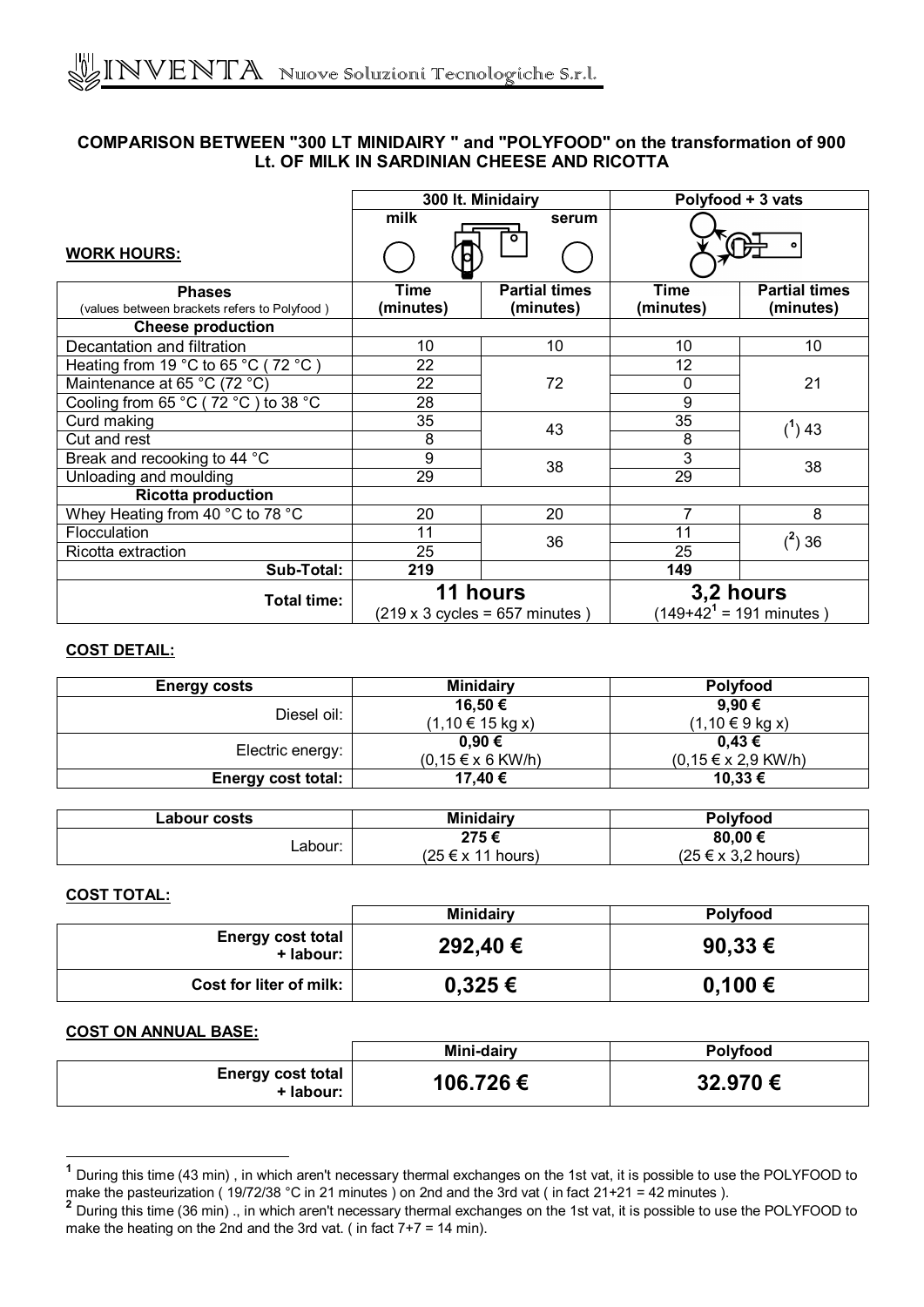## COMPARISON BETWEEN "300 LT MINIDAIRY " and "POLYFOOD" on the transformation of 900 Lt. OF MILK IN SARDINIAN CHEESE AND RICOTTA

| WORK HOURS: | 300 lt. Minidairy | | Polyfood + 3 vats | |
|---|---|---|---|---|
| | milk | serum | | |
| **Phases** (values between brackets refers to Polyfood ) | **Time (minutes)** | **Partial times (minutes)** | **Time (minutes)** | **Partial times (minutes)** |
| **Cheese production** | | | | |
| Decantation and filtration | 10 | 10 | 10 | 10 |
| Heating from 19 °C to 65 °C ( 72 °C ) | 22 | 72 | 12 | 21 |
| Maintenance at 65 °C (72 °C) | 22 | | 0 | |
| Cooling from 65 °C ( 72 °C ) to 38 °C | 28 | | 9 | |
| Curd making | 35 | 43 | 35 | ([1]) 43 |
| Cut and rest | 8 | | 8 | |
| Break and recooking to 44 °C | 9 | 38 | 3 | 38 |
| Unloading and moulding | 29 | | 29 | |
| **Ricotta production** | | | | |
| Whey Heating from 40 °C to 78 °C | 20 | 20 | 7 | 8 |
| Flocculation | 11 | 36 | 11 | ([2]) 36 |
| Ricotta extraction | 25 | | 25 | |
| **Sub-Total:** | **219** | | **149** | |
| **Total time:** | **11 hours** (219 x 3 cycles = 657 minutes ) | | **3,2 hours** (149+42[1] = 191 minutes ) | |

**COST DETAIL:**

| Energy costs | Minidairy | Polyfood |
|---|---|---|
| Diesel oil: | **16,50 €** (1,10 € 15 kg x) | **9,90 €** (1,10 € 9 kg x) |
| Electric energy: | **0,90 €** (0,15 € x 6 KW/h) | **0,43 €** (0,15 € x 2,9 KW/h) |
| **Energy cost total:** | **17,40 €** | **10,33 €** |

| Labour costs | Minidairy | Polyfood |
|---|---|---|
| Labour: | **275 €** (25 € x 11 hours) | **80,00 €** (25 € x 3,2 hours) |

**COST TOTAL:**

| | Minidairy | Polyfood |
|---|---|---|
| **Energy cost total + labour:** | **292,40 €** | **90,33 €** |
| **Cost for liter of milk:** | **0,325 €** | **0,100 €** |

**COST ON ANNUAL BASE:**

| | Mini-dairy | Polyfood |
|---|---|---|
| **Energy cost total + labour:** | **106.726 €** | **32.970 €** |

---

[1] During this time (43 min) , in which aren't necessary thermal exchanges on the 1st vat, it is possible to use the POLYFOOD to make the pasteurization ( 19/72/38 °C in 21 minutes ) on 2nd and the 3rd vat ( in fact 21+21 = 42 minutes ).

[2] During this time (36 min) ., in which aren't necessary thermal exchanges on the 1st vat, it is possible to use the POLYFOOD to make the heating on the 2nd and the 3rd vat. ( in fact 7+7 = 14 min).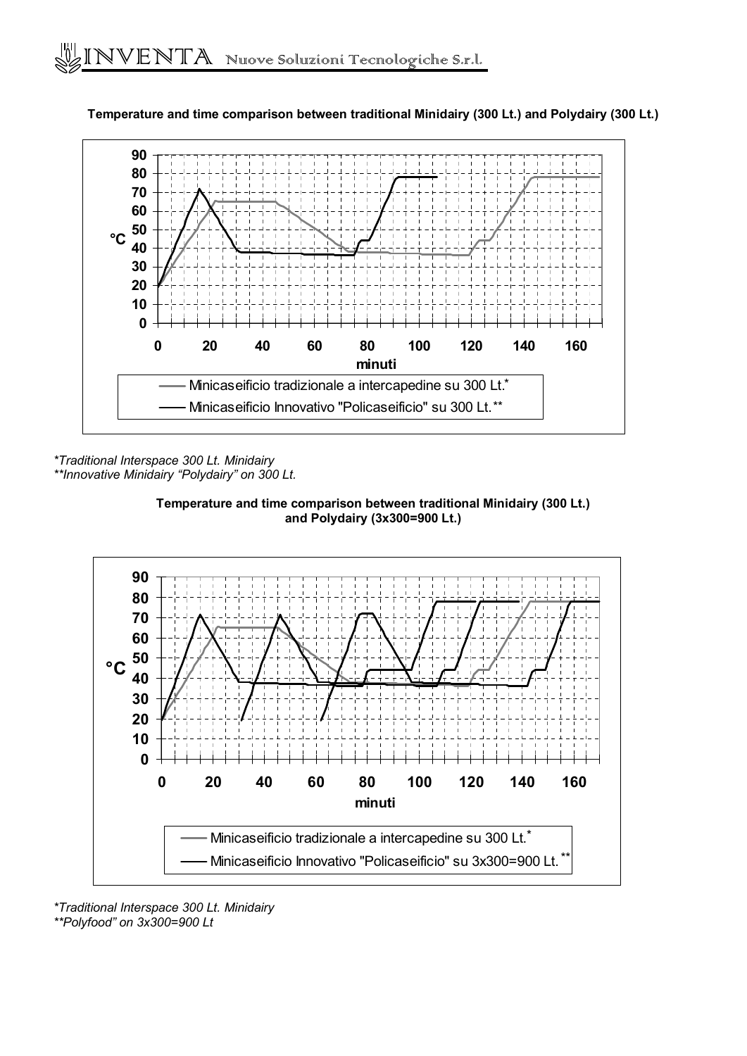**Temperature and time comparison between traditional Minidairy (300 Lt.) and Polydairy (300 Lt.)**

°C

90
80
70
60
50
40
30
20
10
0

0 20 40 60 80 100 120 140 160

minuti

Minicaseificio tradizionale a intercapedine su 300 Lt.*

Minicaseificio Innovativo "Policaseificio" su 300 Lt.**

*Traditional Interspace 300 Lt. Minidairy*
***Innovative Minidairy "Polydairy" on 300 Lt.*

**Temperature and time comparison between traditional Minidairy (300 Lt.) and Polydairy (3x300=900 Lt.)**

°C

90
80
70
60
50
40
30
20
10
0

0 20 40 60 80 100 120 140 160

minuti

Minicaseificio tradizionale a intercapedine su 300 Lt.*

Minicaseificio Innovativo "Policaseificio" su 3x300=900 Lt.**

*Traditional Interspace 300 Lt. Minidairy*
***Polyfood" on 3x300=900 Lt*